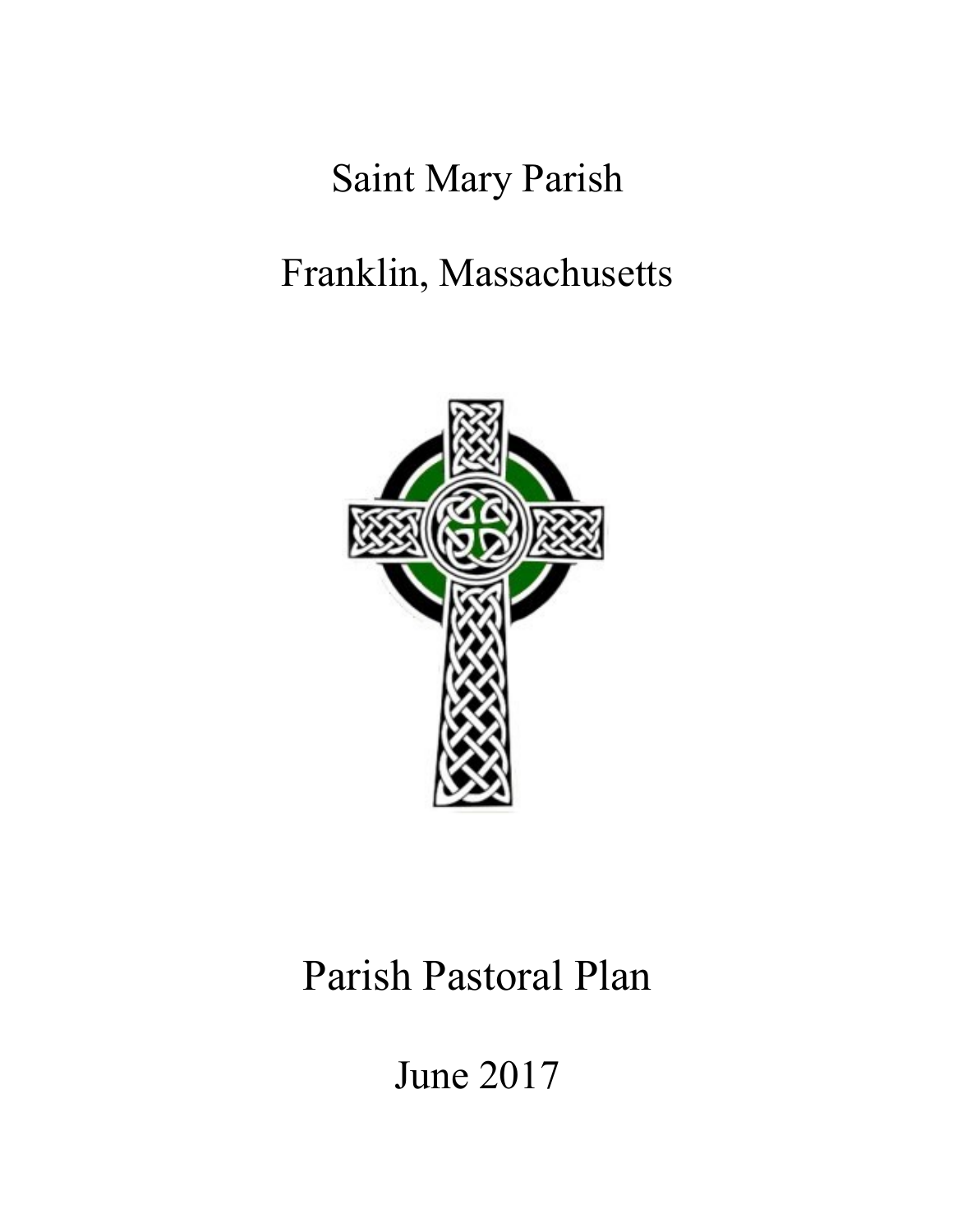# Saint Mary Parish

## Franklin, Massachusetts

# Parish Pastoral Plan

## June 2017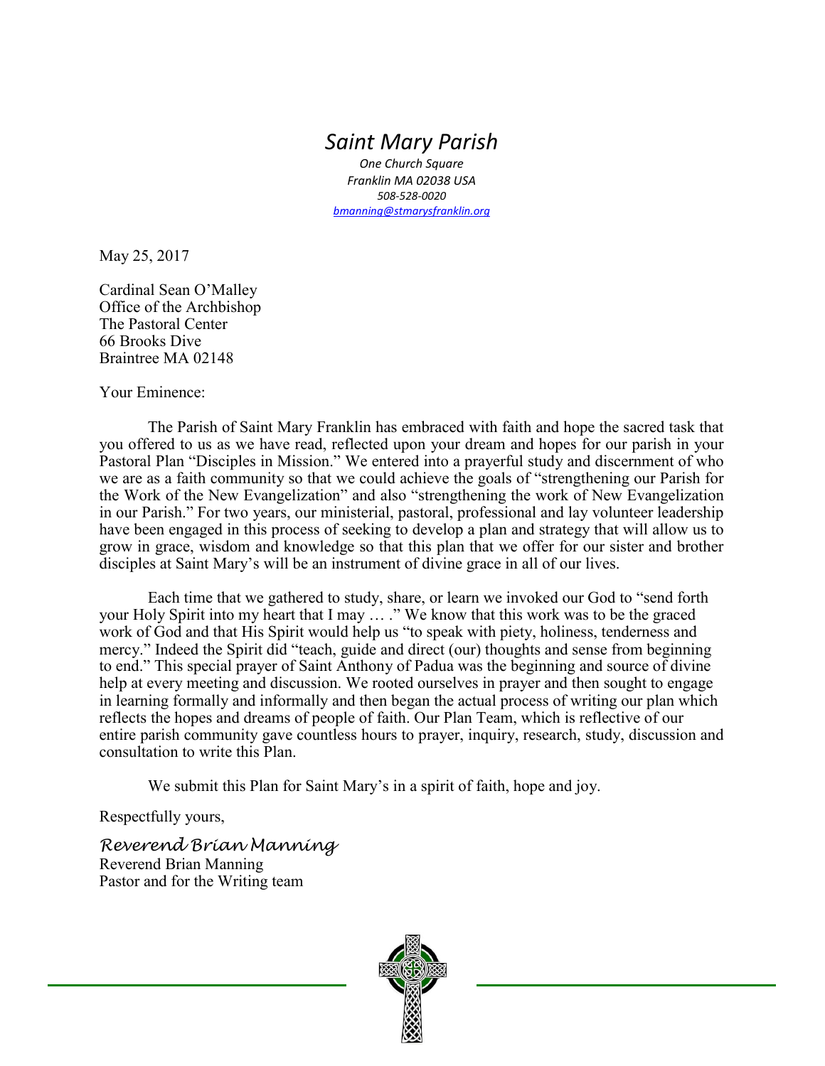# *Saint Mary Parish*

*One Church Square*
*Franklin MA 02038 USA*
*508-528-0020*
*bmanning@stmarysfranklin.org*

May 25, 2017

Cardinal Sean O'Malley
Office of the Archbishop
The Pastoral Center
66 Brooks Dive
Braintree MA 02148

Your Eminence:

The Parish of Saint Mary Franklin has embraced with faith and hope the sacred task that you offered to us as we have read, reflected upon your dream and hopes for our parish in your Pastoral Plan "Disciples in Mission." We entered into a prayerful study and discernment of who we are as a faith community so that we could achieve the goals of "strengthening our Parish for the Work of the New Evangelization" and also "strengthening the work of New Evangelization in our Parish." For two years, our ministerial, pastoral, professional and lay volunteer leadership have been engaged in this process of seeking to develop a plan and strategy that will allow us to grow in grace, wisdom and knowledge so that this plan that we offer for our sister and brother disciples at Saint Mary's will be an instrument of divine grace in all of our lives.

Each time that we gathered to study, share, or learn we invoked our God to "send forth your Holy Spirit into my heart that I may … ." We know that this work was to be the graced work of God and that His Spirit would help us "to speak with piety, holiness, tenderness and mercy." Indeed the Spirit did "teach, guide and direct (our) thoughts and sense from beginning to end." This special prayer of Saint Anthony of Padua was the beginning and source of divine help at every meeting and discussion. We rooted ourselves in prayer and then sought to engage in learning formally and informally and then began the actual process of writing our plan which reflects the hopes and dreams of people of faith. Our Plan Team, which is reflective of our entire parish community gave countless hours to prayer, inquiry, research, study, discussion and consultation to write this Plan.

We submit this Plan for Saint Mary's in a spirit of faith, hope and joy.

Respectfully yours,

*Reverend Brian Manning*
Reverend Brian Manning
Pastor and for the Writing team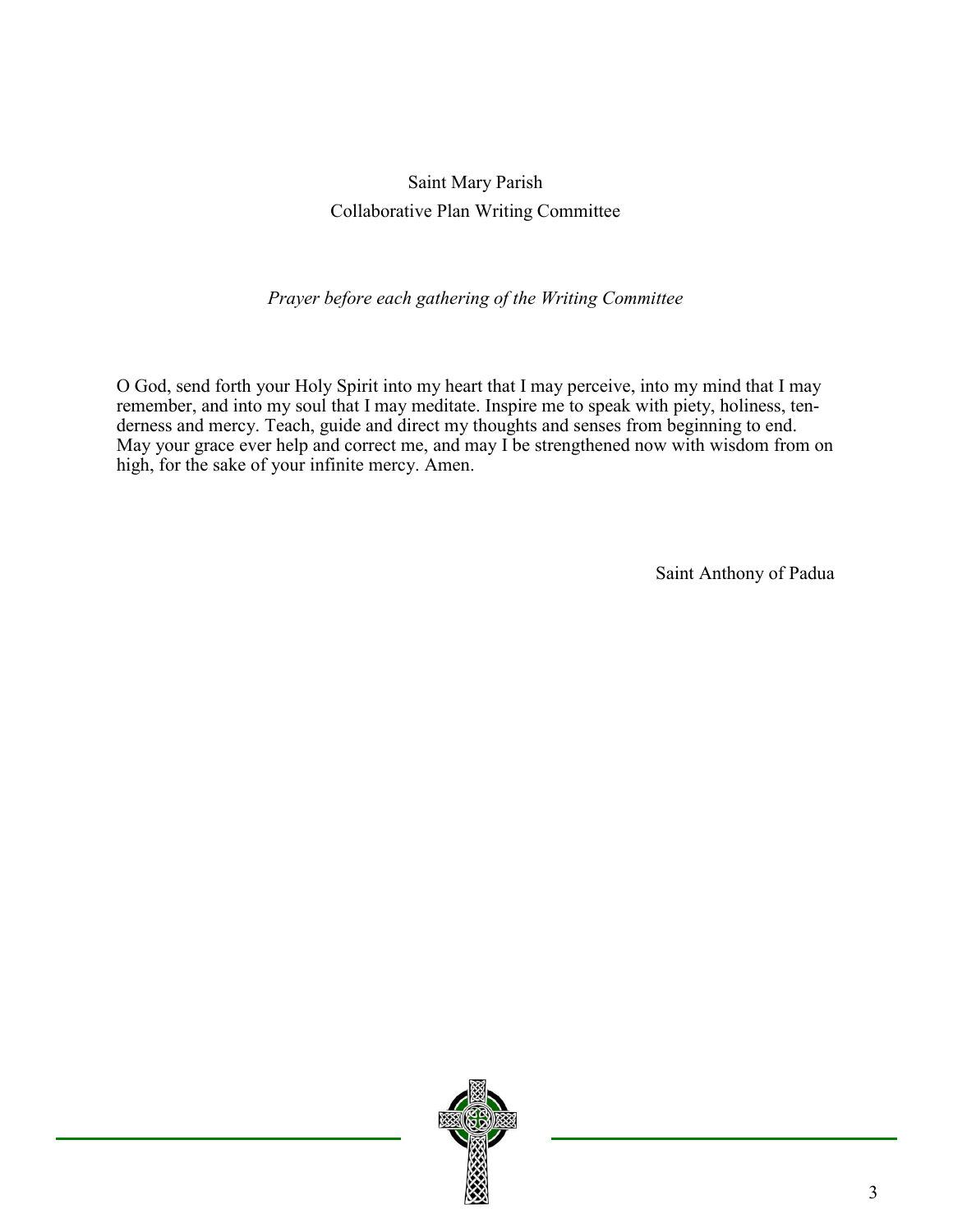Saint Mary Parish

Collaborative Plan Writing Committee

*Prayer before each gathering of the Writing Committee*

O God, send forth your Holy Spirit into my heart that I may perceive, into my mind that I may remember, and into my soul that I may meditate. Inspire me to speak with piety, holiness, tenderness and mercy. Teach, guide and direct my thoughts and senses from beginning to end. May your grace ever help and correct me, and may I be strengthened now with wisdom from on high, for the sake of your infinite mercy. Amen.

Saint Anthony of Padua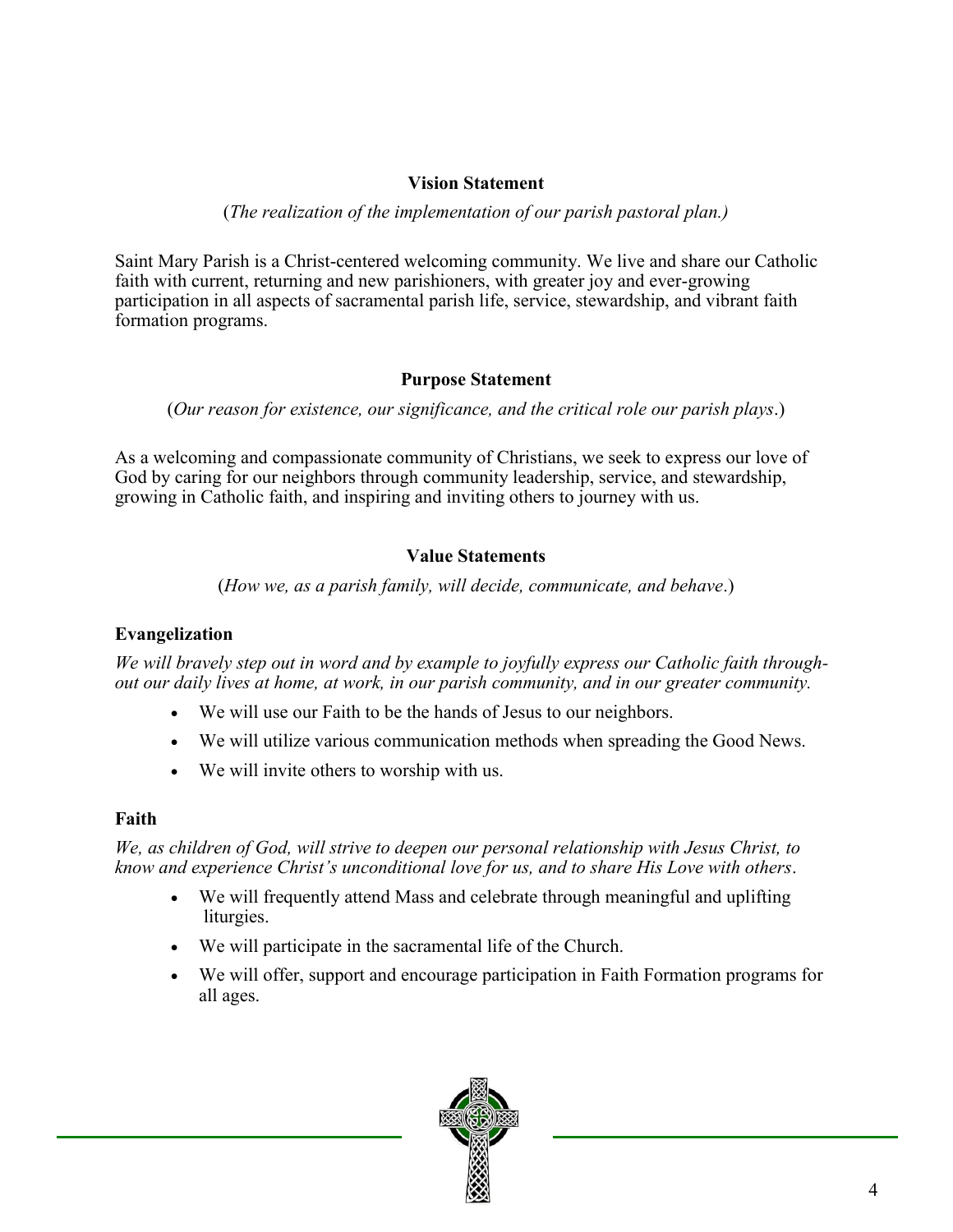### Vision Statement

(*The realization of the implementation of our parish pastoral plan.)*

Saint Mary Parish is a Christ-centered welcoming community. We live and share our Catholic faith with current, returning and new parishioners, with greater joy and ever-growing participation in all aspects of sacramental parish life, service, stewardship, and vibrant faith formation programs.

### Purpose Statement

(*Our reason for existence, our significance, and the critical role our parish plays*.)

As a welcoming and compassionate community of Christians, we seek to express our love of God by caring for our neighbors through community leadership, service, and stewardship, growing in Catholic faith, and inspiring and inviting others to journey with us.

### Value Statements

(*How we, as a parish family, will decide, communicate, and behave*.)

**Evangelization**

*We will bravely step out in word and by example to joyfully express our Catholic faith throughout our daily lives at home, at work, in our parish community, and in our greater community.*

- We will use our Faith to be the hands of Jesus to our neighbors.
- We will utilize various communication methods when spreading the Good News.
- We will invite others to worship with us.

**Faith**

*We, as children of God, will strive to deepen our personal relationship with Jesus Christ, to know and experience Christ's unconditional love for us, and to share His Love with others*.

- We will frequently attend Mass and celebrate through meaningful and uplifting liturgies.
- We will participate in the sacramental life of the Church.
- We will offer, support and encourage participation in Faith Formation programs for all ages.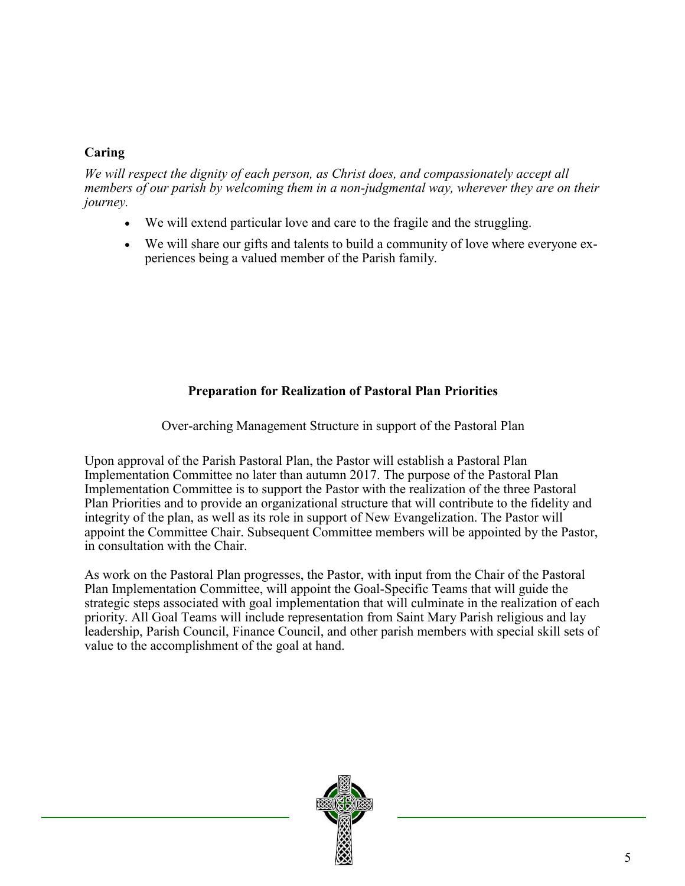**Caring**

*We will respect the dignity of each person, as Christ does, and compassionately accept all members of our parish by welcoming them in a non-judgmental way, wherever they are on their journey.*

- We will extend particular love and care to the fragile and the struggling.
- We will share our gifts and talents to build a community of love where everyone experiences being a valued member of the Parish family.

## Preparation for Realization of Pastoral Plan Priorities

Over-arching Management Structure in support of the Pastoral Plan

Upon approval of the Parish Pastoral Plan, the Pastor will establish a Pastoral Plan Implementation Committee no later than autumn 2017. The purpose of the Pastoral Plan Implementation Committee is to support the Pastor with the realization of the three Pastoral Plan Priorities and to provide an organizational structure that will contribute to the fidelity and integrity of the plan, as well as its role in support of New Evangelization. The Pastor will appoint the Committee Chair. Subsequent Committee members will be appointed by the Pastor, in consultation with the Chair.

As work on the Pastoral Plan progresses, the Pastor, with input from the Chair of the Pastoral Plan Implementation Committee, will appoint the Goal-Specific Teams that will guide the strategic steps associated with goal implementation that will culminate in the realization of each priority. All Goal Teams will include representation from Saint Mary Parish religious and lay leadership, Parish Council, Finance Council, and other parish members with special skill sets of value to the accomplishment of the goal at hand.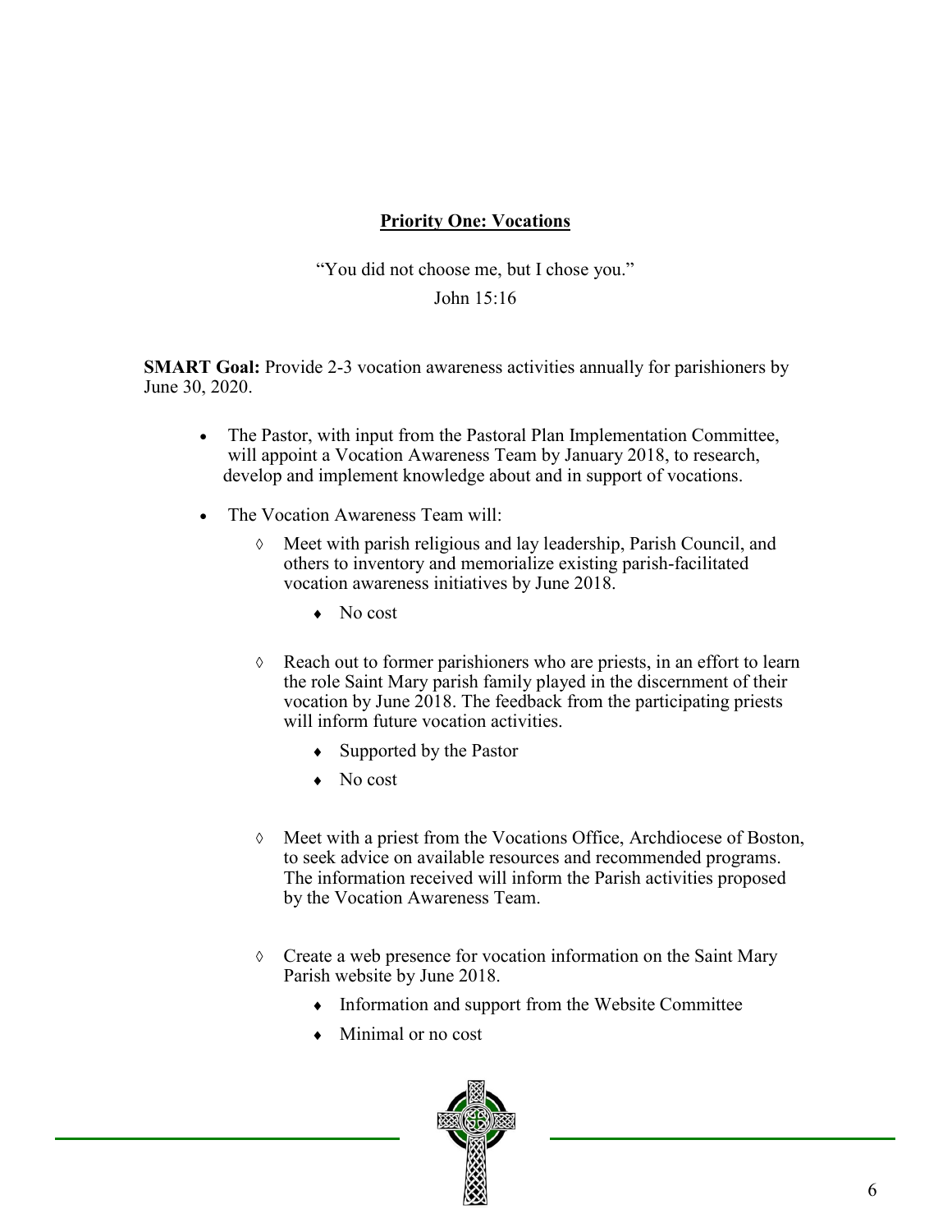## Priority One: Vocations

"You did not choose me, but I chose you."

John 15:16

**SMART Goal:** Provide 2-3 vocation awareness activities annually for parishioners by June 30, 2020.

- The Pastor, with input from the Pastoral Plan Implementation Committee, will appoint a Vocation Awareness Team by January 2018, to research, develop and implement knowledge about and in support of vocations.
- The Vocation Awareness Team will:
  - Meet with parish religious and lay leadership, Parish Council, and others to inventory and memorialize existing parish-facilitated vocation awareness initiatives by June 2018.
    - No cost
  - Reach out to former parishioners who are priests, in an effort to learn the role Saint Mary parish family played in the discernment of their vocation by June 2018. The feedback from the participating priests will inform future vocation activities.
    - Supported by the Pastor
    - No cost
  - Meet with a priest from the Vocations Office, Archdiocese of Boston, to seek advice on available resources and recommended programs. The information received will inform the Parish activities proposed by the Vocation Awareness Team.
  - Create a web presence for vocation information on the Saint Mary Parish website by June 2018.
    - Information and support from the Website Committee
    - Minimal or no cost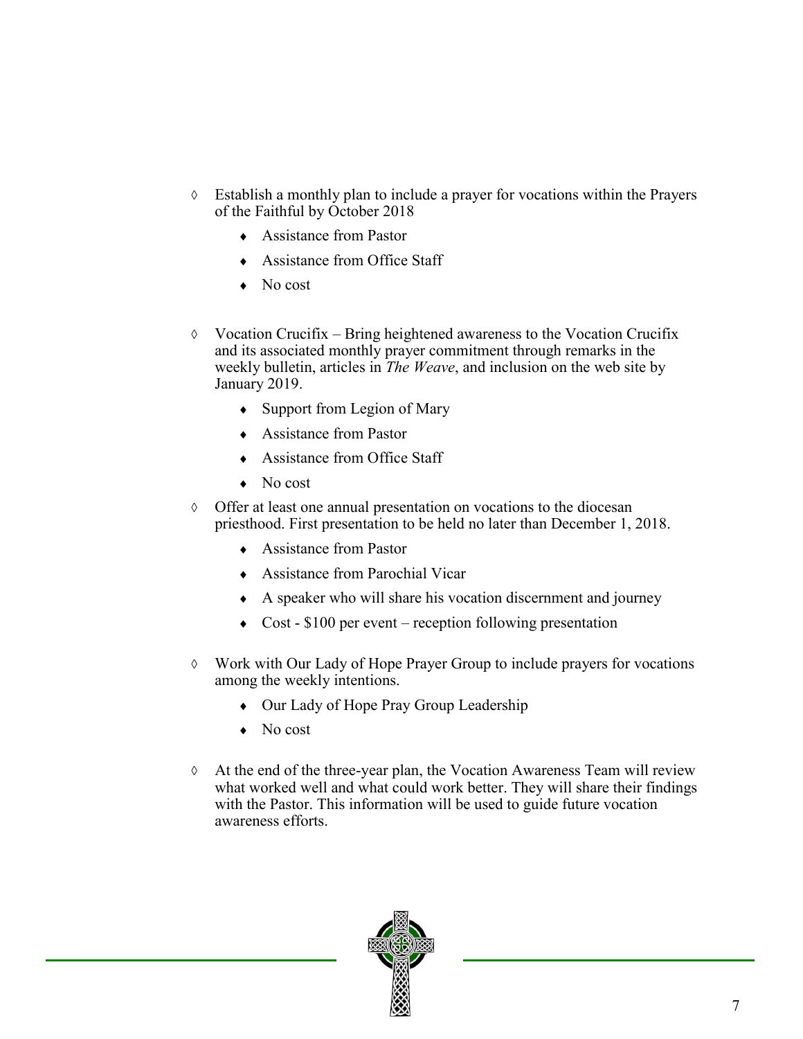- Establish a monthly plan to include a prayer for vocations within the Prayers of the Faithful by October 2018
    - Assistance from Pastor
    - Assistance from Office Staff
    - No cost

- Vocation Crucifix – Bring heightened awareness to the Vocation Crucifix and its associated monthly prayer commitment through remarks in the weekly bulletin, articles in *The Weave*, and inclusion on the web site by January 2019.
    - Support from Legion of Mary
    - Assistance from Pastor
    - Assistance from Office Staff
    - No cost

- Offer at least one annual presentation on vocations to the diocesan priesthood. First presentation to be held no later than December 1, 2018.
    - Assistance from Pastor
    - Assistance from Parochial Vicar
    - A speaker who will share his vocation discernment and journey
    - Cost - $100 per event – reception following presentation

- Work with Our Lady of Hope Prayer Group to include prayers for vocations among the weekly intentions.
    - Our Lady of Hope Pray Group Leadership
    - No cost

- At the end of the three-year plan, the Vocation Awareness Team will review what worked well and what could work better. They will share their findings with the Pastor. This information will be used to guide future vocation awareness efforts.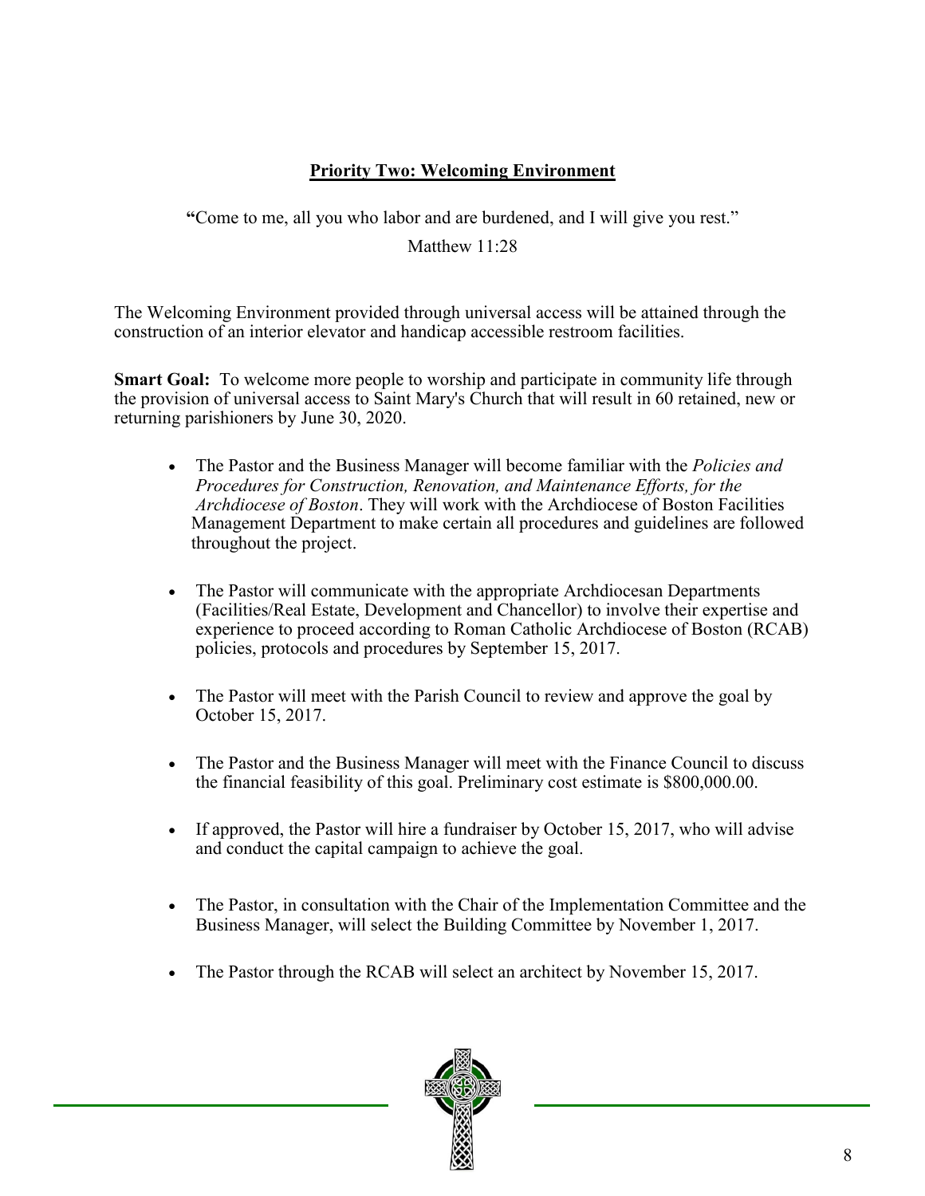## Priority Two: Welcoming Environment

"Come to me, all you who labor and are burdened, and I will give you rest."

Matthew 11:28

The Welcoming Environment provided through universal access will be attained through the construction of an interior elevator and handicap accessible restroom facilities.

**Smart Goal:** To welcome more people to worship and participate in community life through the provision of universal access to Saint Mary's Church that will result in 60 retained, new or returning parishioners by June 30, 2020.

- The Pastor and the Business Manager will become familiar with the *Policies and Procedures for Construction, Renovation, and Maintenance Efforts, for the Archdiocese of Boston*. They will work with the Archdiocese of Boston Facilities Management Department to make certain all procedures and guidelines are followed throughout the project.
- The Pastor will communicate with the appropriate Archdiocesan Departments (Facilities/Real Estate, Development and Chancellor) to involve their expertise and experience to proceed according to Roman Catholic Archdiocese of Boston (RCAB) policies, protocols and procedures by September 15, 2017.
- The Pastor will meet with the Parish Council to review and approve the goal by October 15, 2017.
- The Pastor and the Business Manager will meet with the Finance Council to discuss the financial feasibility of this goal. Preliminary cost estimate is $800,000.00.
- If approved, the Pastor will hire a fundraiser by October 15, 2017, who will advise and conduct the capital campaign to achieve the goal.
- The Pastor, in consultation with the Chair of the Implementation Committee and the Business Manager, will select the Building Committee by November 1, 2017.
- The Pastor through the RCAB will select an architect by November 15, 2017.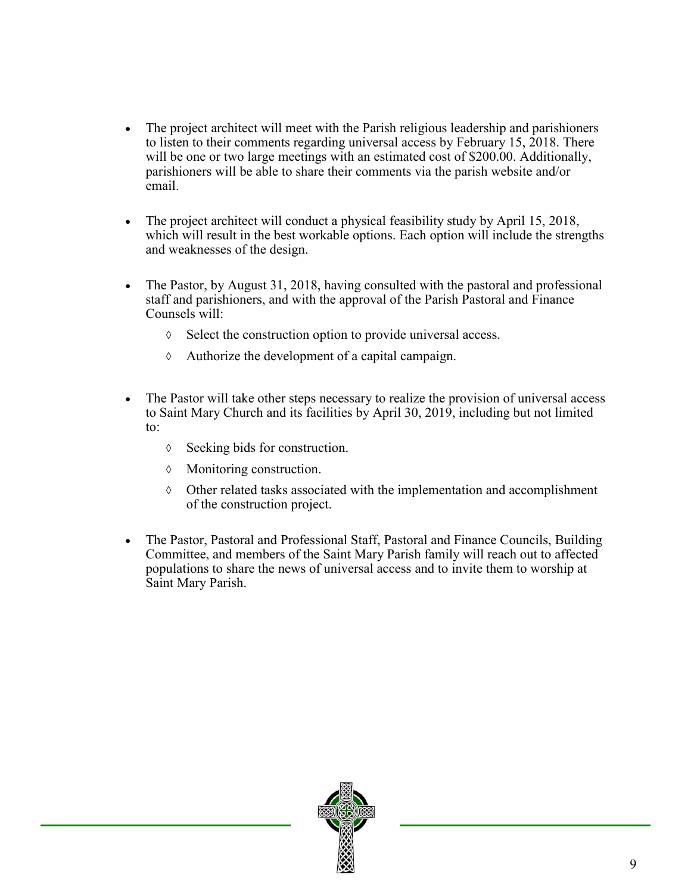- The project architect will meet with the Parish religious leadership and parishioners to listen to their comments regarding universal access by February 15, 2018. There will be one or two large meetings with an estimated cost of $200.00. Additionally, parishioners will be able to share their comments via the parish website and/or email.

- The project architect will conduct a physical feasibility study by April 15, 2018, which will result in the best workable options. Each option will include the strengths and weaknesses of the design.

- The Pastor, by August 31, 2018, having consulted with the pastoral and professional staff and parishioners, and with the approval of the Parish Pastoral and Finance Counsels will:
    - ◊ Select the construction option to provide universal access.
    - ◊ Authorize the development of a capital campaign.

- The Pastor will take other steps necessary to realize the provision of universal access to Saint Mary Church and its facilities by April 30, 2019, including but not limited to:
    - ◊ Seeking bids for construction.
    - ◊ Monitoring construction.
    - ◊ Other related tasks associated with the implementation and accomplishment of the construction project.

- The Pastor, Pastoral and Professional Staff, Pastoral and Finance Councils, Building Committee, and members of the Saint Mary Parish family will reach out to affected populations to share the news of universal access and to invite them to worship at Saint Mary Parish.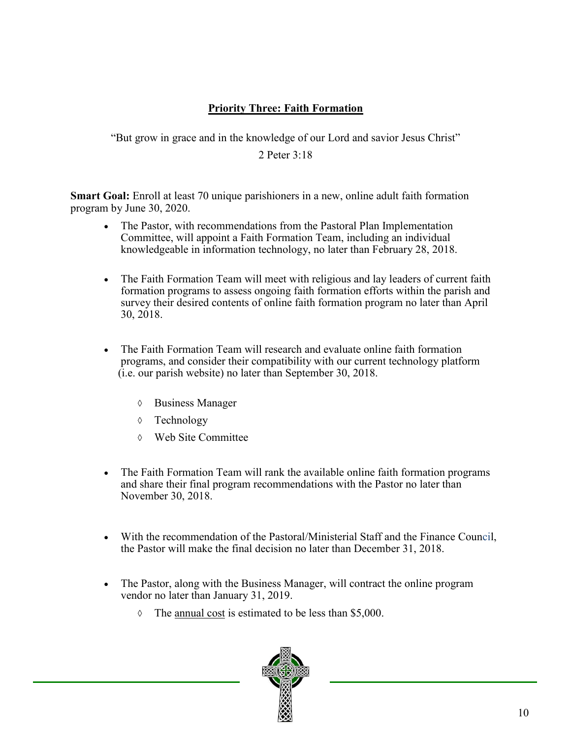## Priority Three: Faith Formation

"But grow in grace and in the knowledge of our Lord and savior Jesus Christ"

2 Peter 3:18

**Smart Goal:** Enroll at least 70 unique parishioners in a new, online adult faith formation program by June 30, 2020.

- The Pastor, with recommendations from the Pastoral Plan Implementation Committee, will appoint a Faith Formation Team, including an individual knowledgeable in information technology, no later than February 28, 2018.
- The Faith Formation Team will meet with religious and lay leaders of current faith formation programs to assess ongoing faith formation efforts within the parish and survey their desired contents of online faith formation program no later than April 30, 2018.
- The Faith Formation Team will research and evaluate online faith formation programs, and consider their compatibility with our current technology platform (i.e. our parish website) no later than September 30, 2018.
    - Business Manager
    - Technology
    - Web Site Committee
- The Faith Formation Team will rank the available online faith formation programs and share their final program recommendations with the Pastor no later than November 30, 2018.
- With the recommendation of the Pastoral/Ministerial Staff and the Finance Council, the Pastor will make the final decision no later than December 31, 2018.
- The Pastor, along with the Business Manager, will contract the online program vendor no later than January 31, 2019.
    - The annual cost is estimated to be less than $5,000.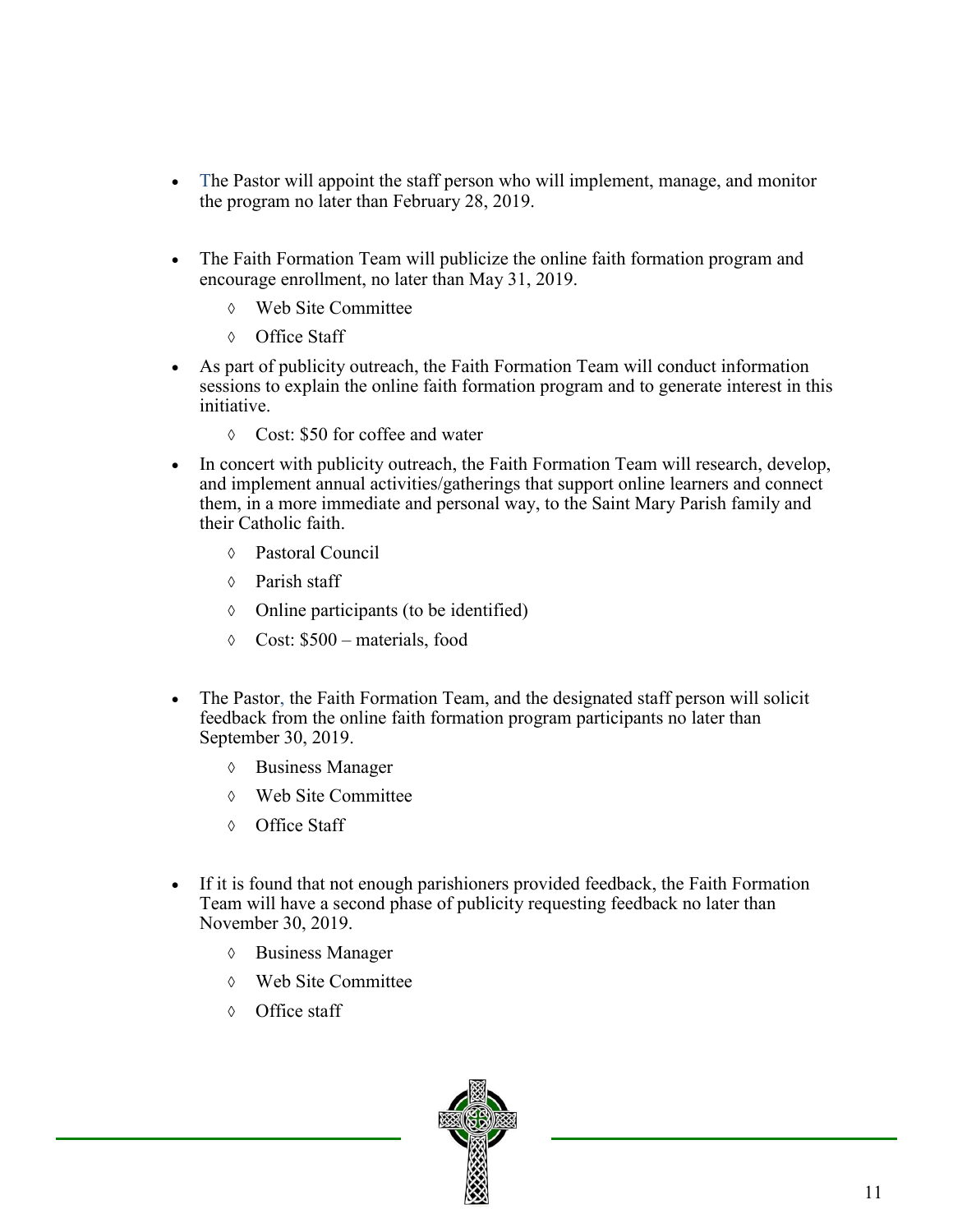- The Pastor will appoint the staff person who will implement, manage, and monitor the program no later than February 28, 2019.

- The Faith Formation Team will publicize the online faith formation program and encourage enrollment, no later than May 31, 2019.
    - Web Site Committee
    - Office Staff

- As part of publicity outreach, the Faith Formation Team will conduct information sessions to explain the online faith formation program and to generate interest in this initiative.
    - Cost: $50 for coffee and water

- In concert with publicity outreach, the Faith Formation Team will research, develop, and implement annual activities/gatherings that support online learners and connect them, in a more immediate and personal way, to the Saint Mary Parish family and their Catholic faith.
    - Pastoral Council
    - Parish staff
    - Online participants (to be identified)
    - Cost: $500 – materials, food

- The Pastor, the Faith Formation Team, and the designated staff person will solicit feedback from the online faith formation program participants no later than September 30, 2019.
    - Business Manager
    - Web Site Committee
    - Office Staff

- If it is found that not enough parishioners provided feedback, the Faith Formation Team will have a second phase of publicity requesting feedback no later than November 30, 2019.
    - Business Manager
    - Web Site Committee
    - Office staff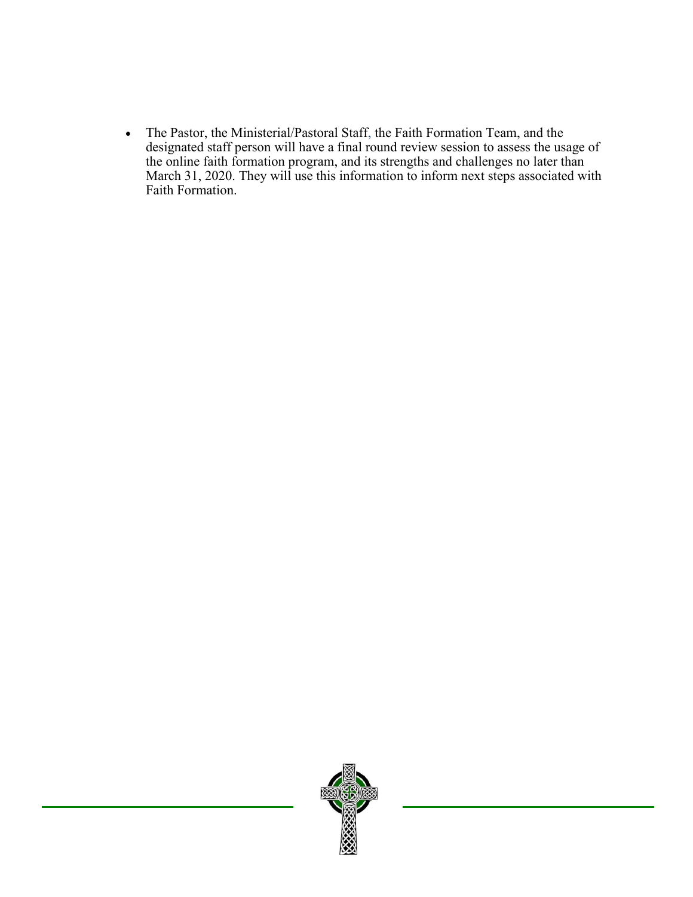- The Pastor, the Ministerial/Pastoral Staff, the Faith Formation Team, and the designated staff person will have a final round review session to assess the usage of the online faith formation program, and its strengths and challenges no later than March 31, 2020. They will use this information to inform next steps associated with Faith Formation.